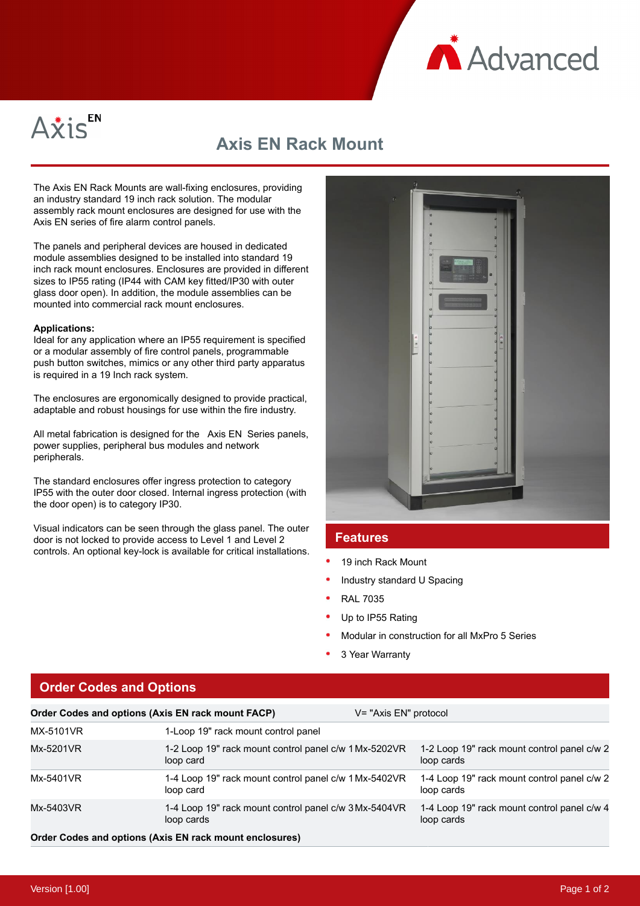# Axis EN Rack Mount

The Axis EN Rack Mounts are wall-fixing enclosures, providing an industry standard 19 inch rack solution. The modular assembly rack mount enclosures are designed for use with the Axis EN series of fire alarm control panels.

The panels and peripheral devices are housed in dedicated module assemblies designed to be installed into standard 19 inch rack mount enclosures. Enclosures are provided in different sizes to IP55 rating (IP44 with CAM key fitted/IP30 with outer glass door open). In addition, the module assemblies can be mounted into commercial rack mount enclosures.

**Applications:**
Ideal for any application where an IP55 requirement is specified or a modular assembly of fire control panels, programmable push button switches, mimics or any other third party apparatus is required in a 19 Inch rack system.

The enclosures are ergonomically designed to provide practical, adaptable and robust housings for use within the fire industry.

All metal fabrication is designed for the Axis EN Series panels, power supplies, peripheral bus modules and network peripherals.

The standard enclosures offer ingress protection to category IP55 with the outer door closed. Internal ingress protection (with the door open) is to category IP30.

Visual indicators can be seen through the glass panel. The outer door is not locked to provide access to Level 1 and Level 2 controls. An optional key-lock is available for critical installations.

## Features

- 19 inch Rack Mount
- Industry standard U Spacing
- RAL 7035
- Up to IP55 Rating
- Modular in construction for all MxPro 5 Series
- 3 Year Warranty

## Order Codes and Options

| Order Codes and options (Axis EN rack mount FACP) | | V= "Axis EN" protocol | |
|---|---|---|---|
| MX-5101VR | 1-Loop 19" rack mount control panel | | |
| Mx-5201VR | 1-2 Loop 19" rack mount control panel c/w 1 loop card | Mx-5202VR | 1-2 Loop 19" rack mount control panel c/w 2 loop cards |
| Mx-5401VR | 1-4 Loop 19" rack mount control panel c/w 1 loop card | Mx-5402VR | 1-4 Loop 19" rack mount control panel c/w 2 loop cards |
| Mx-5403VR | 1-4 Loop 19" rack mount control panel c/w 3 loop cards | Mx-5404VR | 1-4 Loop 19" rack mount control panel c/w 4 loop cards |

**Order Codes and options (Axis EN rack mount enclosures)**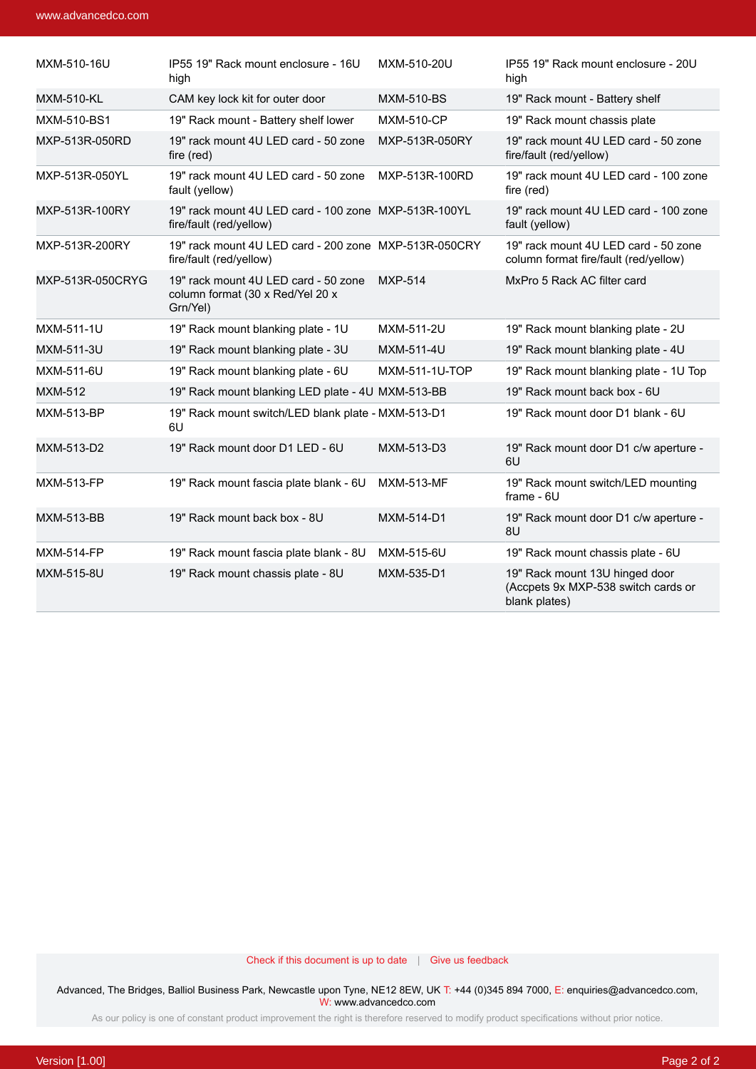| | | | |
|---|---|---|---|
| MXM-510-16U | IP55 19" Rack mount enclosure - 16U high | MXM-510-20U | IP55 19" Rack mount enclosure - 20U high |
| MXM-510-KL | CAM key lock kit for outer door | MXM-510-BS | 19" Rack mount - Battery shelf |
| MXM-510-BS1 | 19" Rack mount - Battery shelf lower | MXM-510-CP | 19" Rack mount chassis plate |
| MXP-513R-050RD | 19" rack mount 4U LED card - 50 zone fire (red) | MXP-513R-050RY | 19" rack mount 4U LED card - 50 zone fire/fault (red/yellow) |
| MXP-513R-050YL | 19" rack mount 4U LED card - 50 zone fault (yellow) | MXP-513R-100RD | 19" rack mount 4U LED card - 100 zone fire (red) |
| MXP-513R-100RY | 19" rack mount 4U LED card - 100 zone fire/fault (red/yellow) | MXP-513R-100YL | 19" rack mount 4U LED card - 100 zone fault (yellow) |
| MXP-513R-200RY | 19" rack mount 4U LED card - 200 zone fire/fault (red/yellow) | MXP-513R-050CRY | 19" rack mount 4U LED card - 50 zone column format fire/fault (red/yellow) |
| MXP-513R-050CRYG | 19" rack mount 4U LED card - 50 zone column format (30 x Red/Yel 20 x Grn/Yel) | MXP-514 | MxPro 5 Rack AC filter card |
| MXM-511-1U | 19" Rack mount blanking plate - 1U | MXM-511-2U | 19" Rack mount blanking plate - 2U |
| MXM-511-3U | 19" Rack mount blanking plate - 3U | MXM-511-4U | 19" Rack mount blanking plate - 4U |
| MXM-511-6U | 19" Rack mount blanking plate - 6U | MXM-511-1U-TOP | 19" Rack mount blanking plate - 1U Top |
| MXM-512 | 19" Rack mount blanking LED plate - 4U | MXM-513-BB | 19" Rack mount back box - 6U |
| MXM-513-BP | 19" Rack mount switch/LED blank plate - 6U | MXM-513-D1 | 19" Rack mount door D1 blank - 6U |
| MXM-513-D2 | 19" Rack mount door D1 LED - 6U | MXM-513-D3 | 19" Rack mount door D1 c/w aperture - 6U |
| MXM-513-FP | 19" Rack mount fascia plate blank - 6U | MXM-513-MF | 19" Rack mount switch/LED mounting frame - 6U |
| MXM-513-BB | 19" Rack mount back box - 8U | MXM-514-D1 | 19" Rack mount door D1 c/w aperture - 8U |
| MXM-514-FP | 19" Rack mount fascia plate blank - 8U | MXM-515-6U | 19" Rack mount chassis plate - 6U |
| MXM-515-8U | 19" Rack mount chassis plate - 8U | MXM-535-D1 | 19" Rack mount 13U hinged door (Accpets 9x MXP-538 switch cards or blank plates) |

Check if this document is up to date | Give us feedback

Advanced, The Bridges, Balliol Business Park, Newcastle upon Tyne, NE12 8EW, UK T: +44 (0)345 894 7000, E: enquiries@advancedco.com, W: www.advancedco.com

As our policy is one of constant product improvement the right is therefore reserved to modify product specifications without prior notice.

Version [1.00]